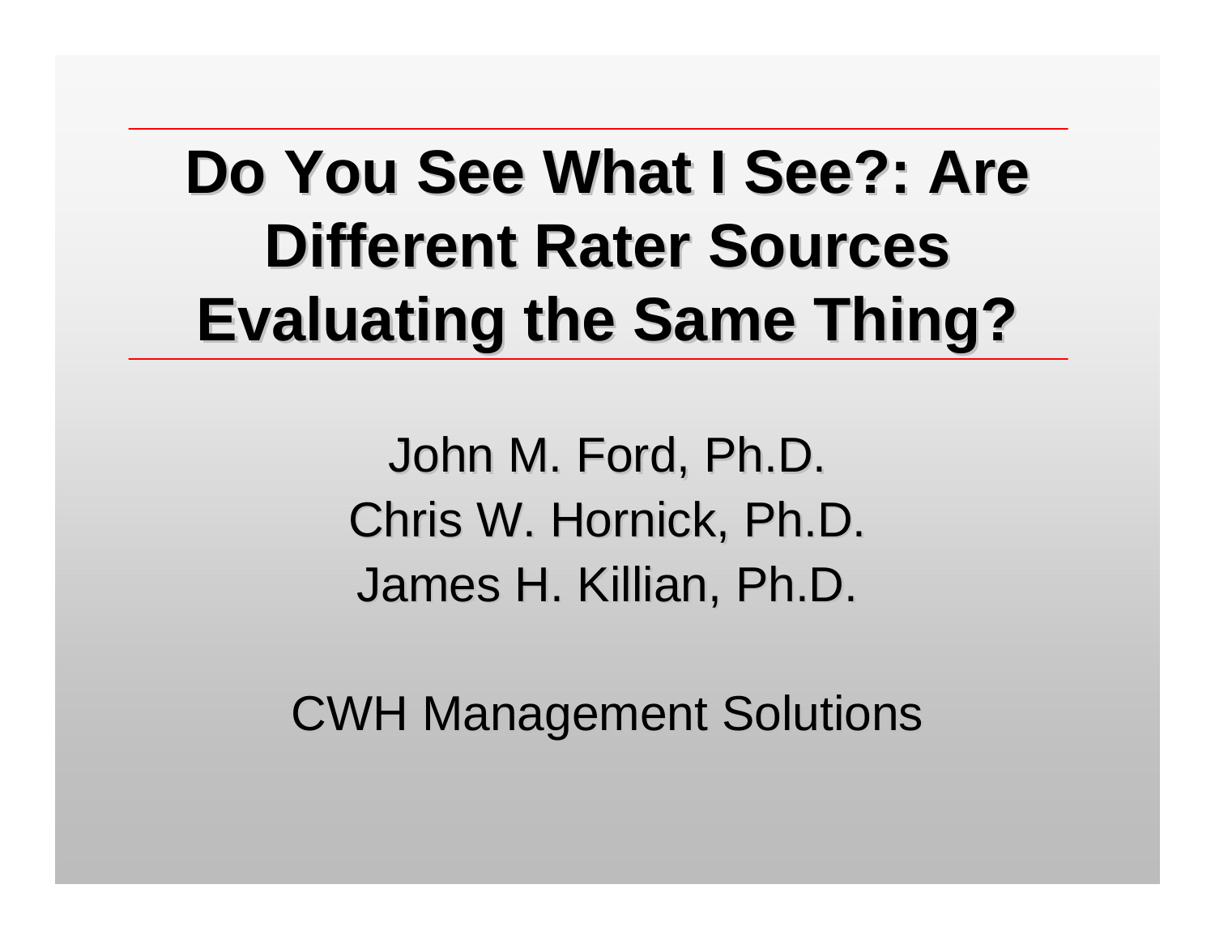# Do You See What I See?: Are Different Rater Sources Evaluating the Same Thing?

John M. Ford, Ph.D.

Chris W. Hornick, Ph.D.

James H. Killian, Ph.D.

CWH Management Solutions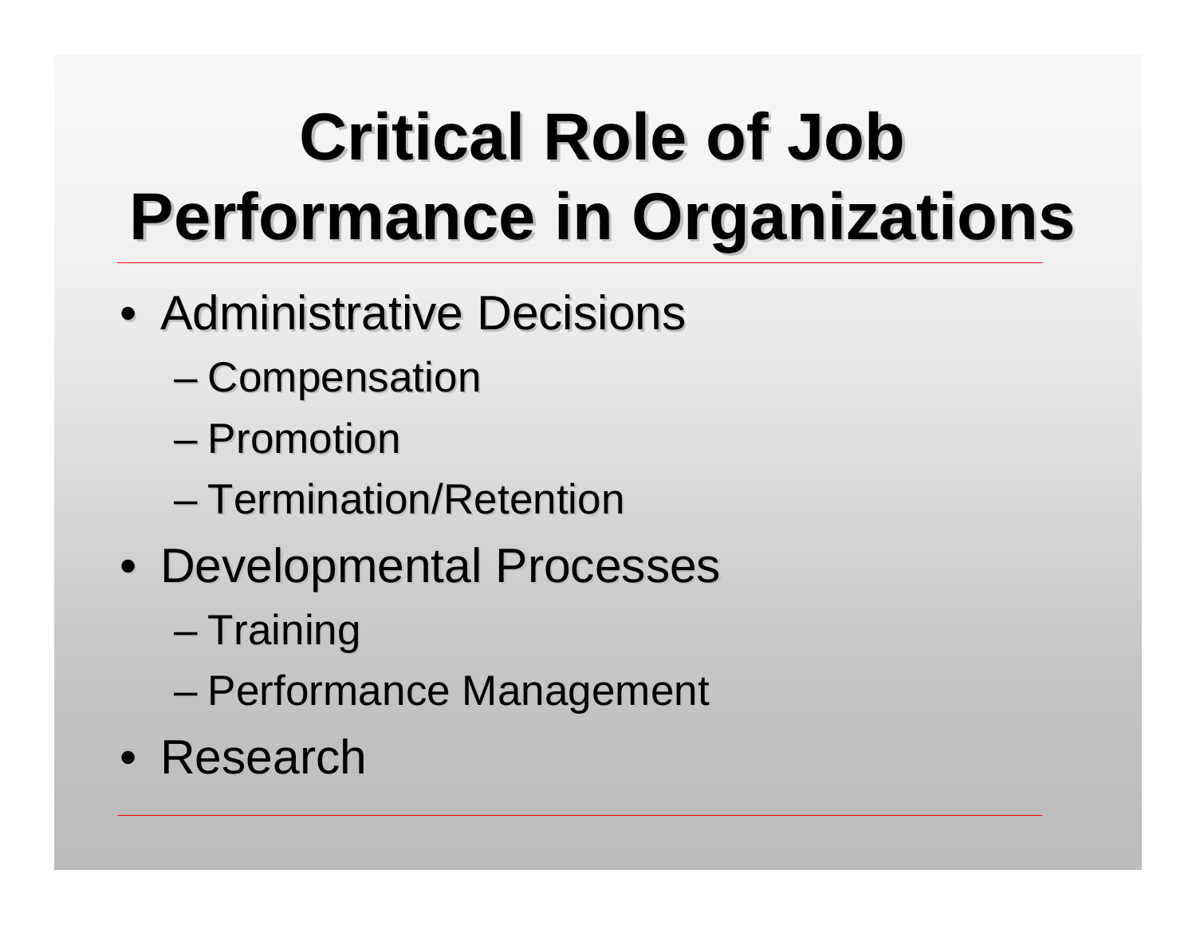# Critical Role of Job Performance in Organizations

- Administrative Decisions
  - Compensation
  - Promotion
  - Termination/Retention
- Developmental Processes
  - Training
  - Performance Management
- Research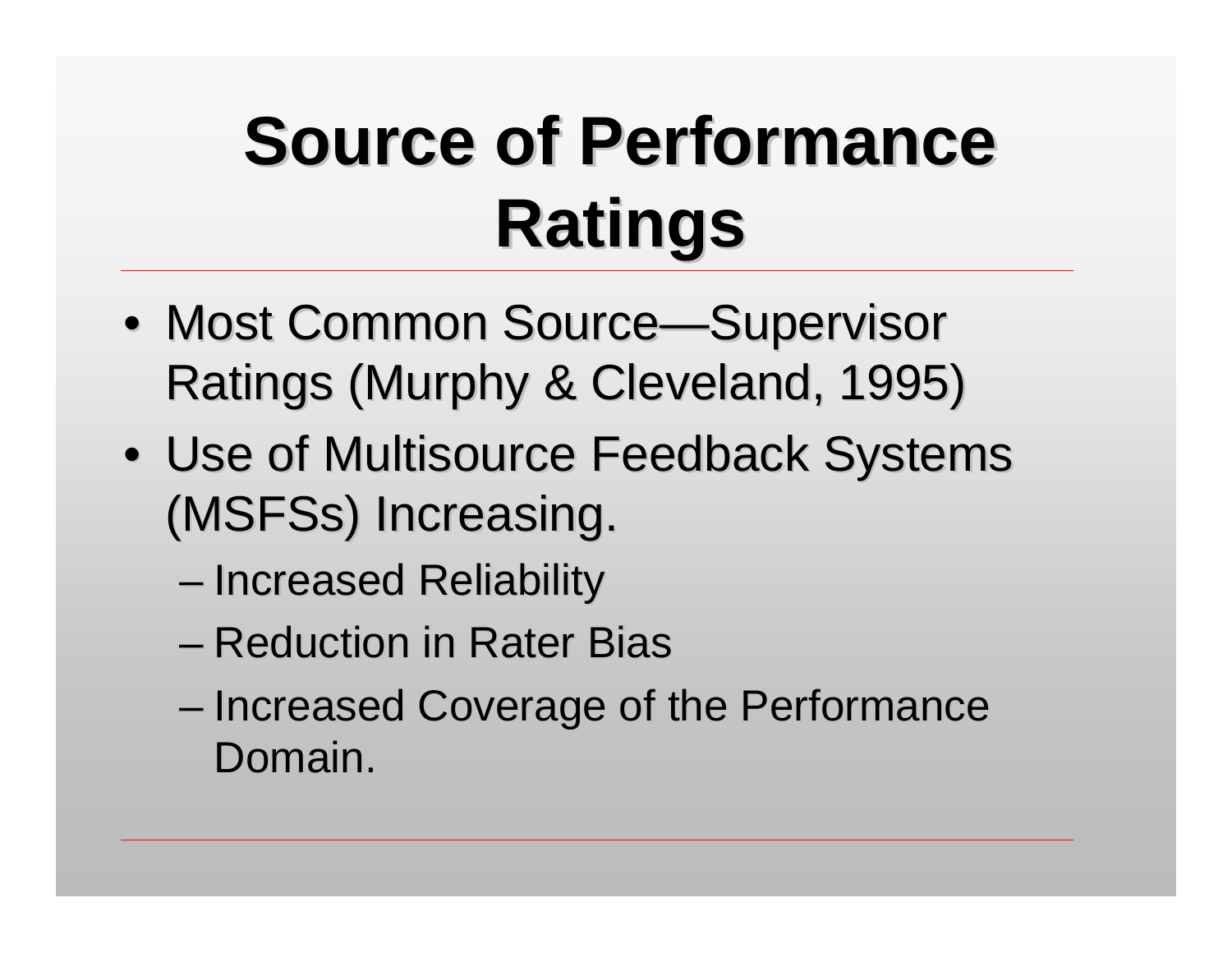# Source of Performance Ratings

- Most Common Source—Supervisor Ratings (Murphy & Cleveland, 1995)
- Use of Multisource Feedback Systems (MSFSs) Increasing.
  - Increased Reliability
  - Reduction in Rater Bias
  - Increased Coverage of the Performance Domain.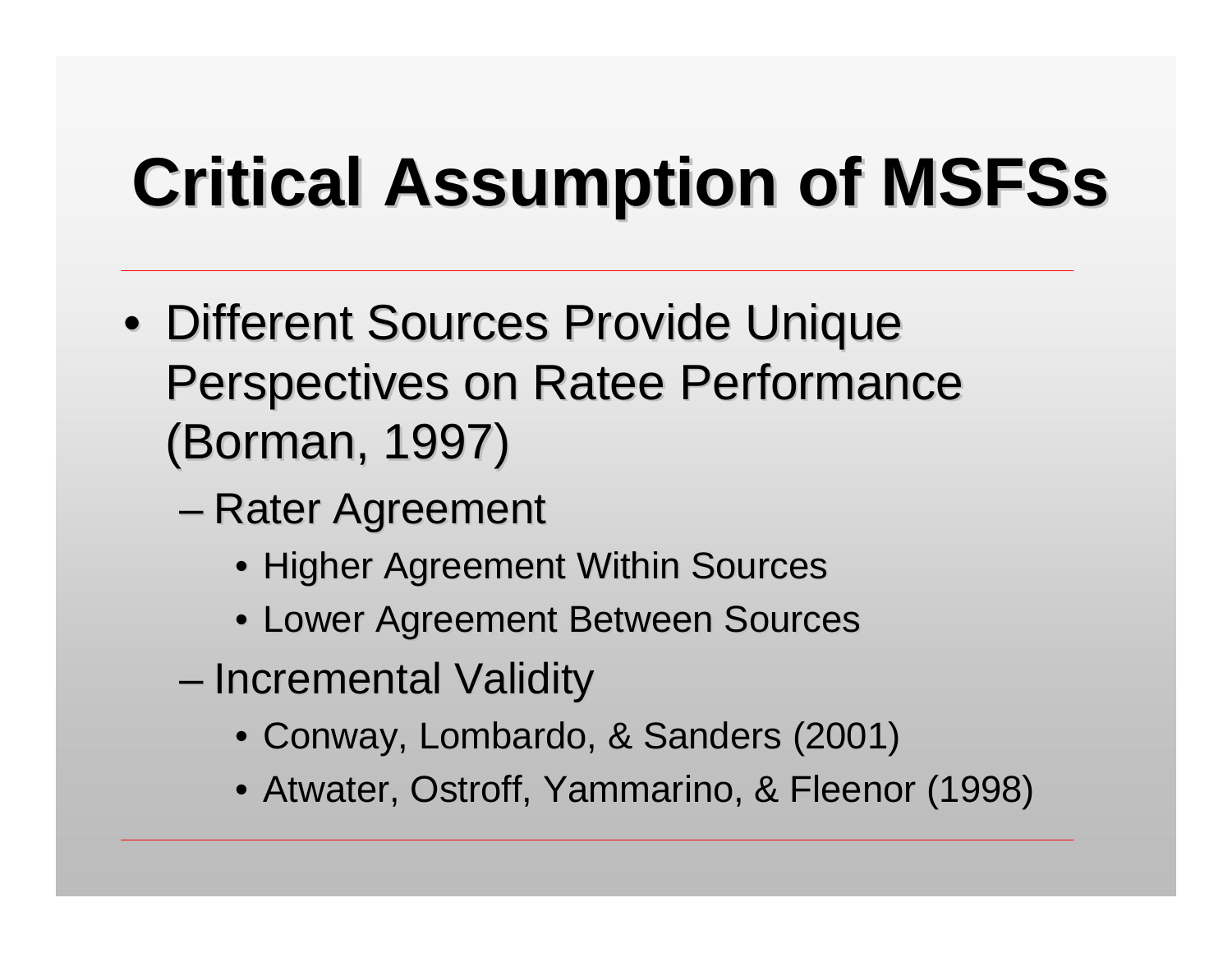# Critical Assumption of MSFSs

- Different Sources Provide Unique Perspectives on Ratee Performance (Borman, 1997)
  - Rater Agreement
    - Higher Agreement Within Sources
    - Lower Agreement Between Sources
  - Incremental Validity
    - Conway, Lombardo, & Sanders (2001)
    - Atwater, Ostroff, Yammarino, & Fleenor (1998)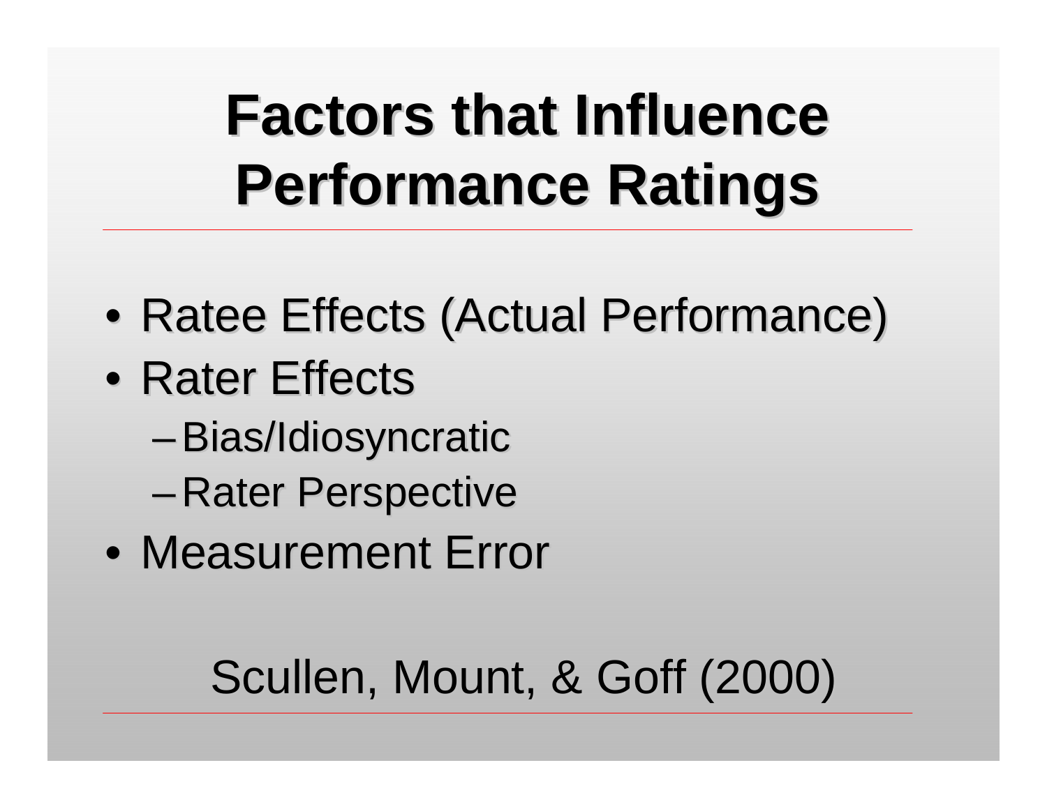# Factors that Influence Performance Ratings

- Ratee Effects (Actual Performance)
- Rater Effects
  - Bias/Idiosyncratic
  - Rater Perspective
- Measurement Error

Scullen, Mount, & Goff (2000)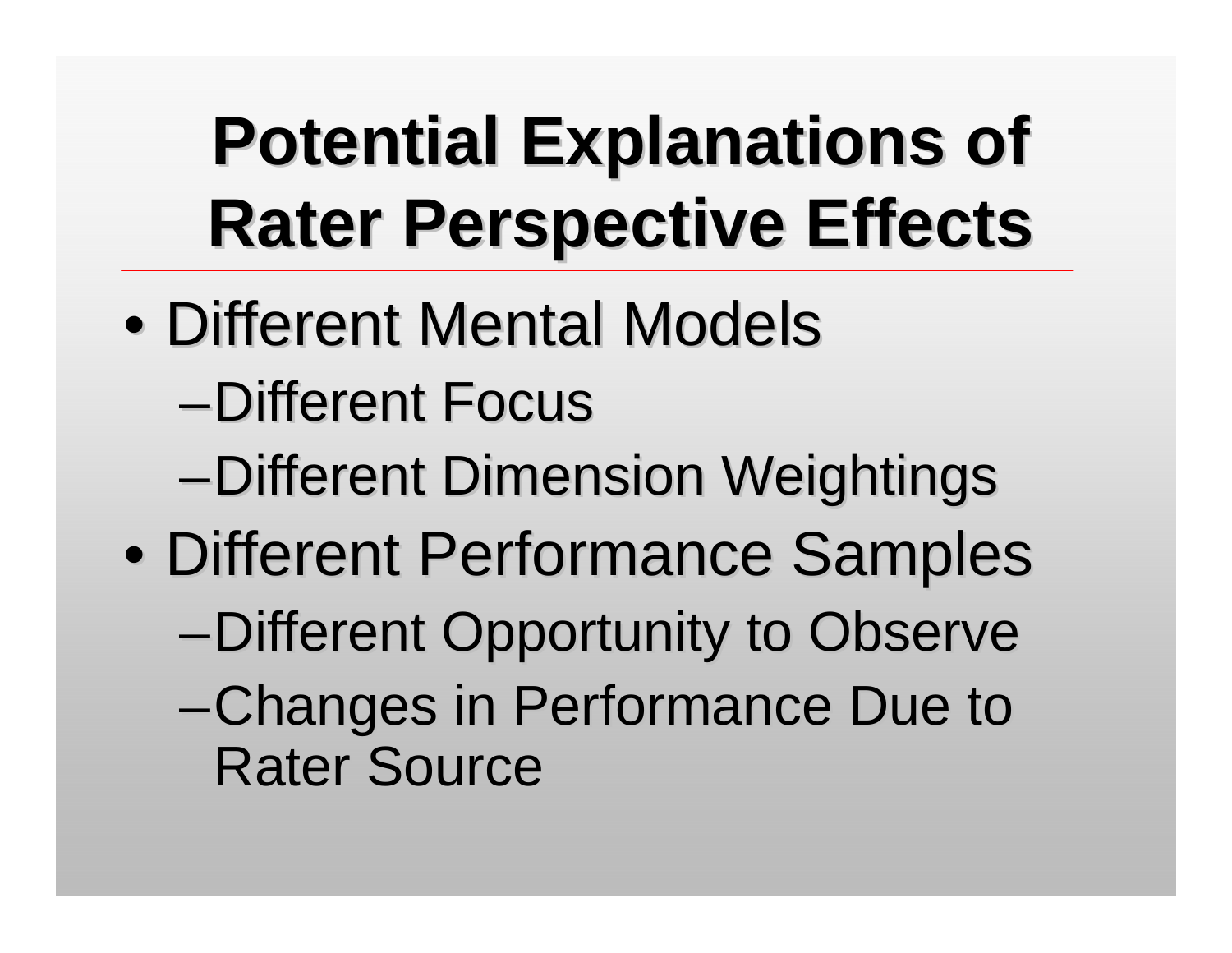# Potential Explanations of Rater Perspective Effects

- Different Mental Models
  - Different Focus
  - Different Dimension Weightings
- Different Performance Samples
  - Different Opportunity to Observe
  - Changes in Performance Due to Rater Source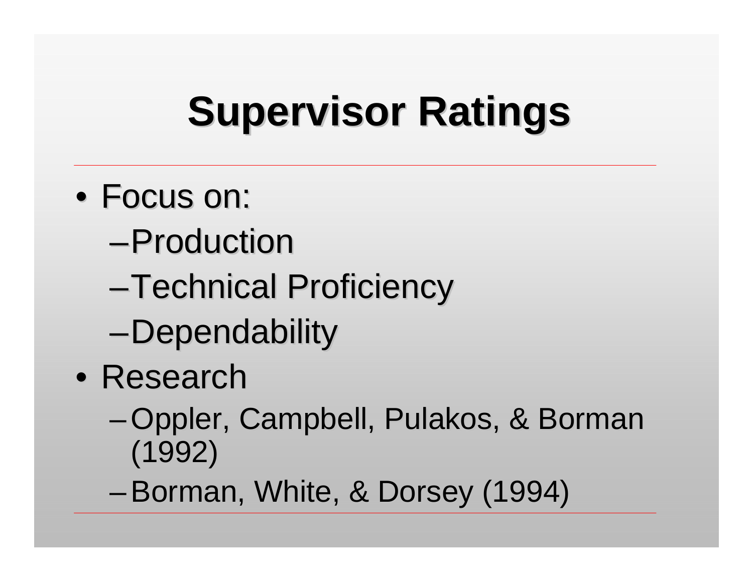# Supervisor Ratings

- Focus on:
  - Production
  - Technical Proficiency
  - Dependability
- Research
  - Oppler, Campbell, Pulakos, & Borman (1992)
  - Borman, White, & Dorsey (1994)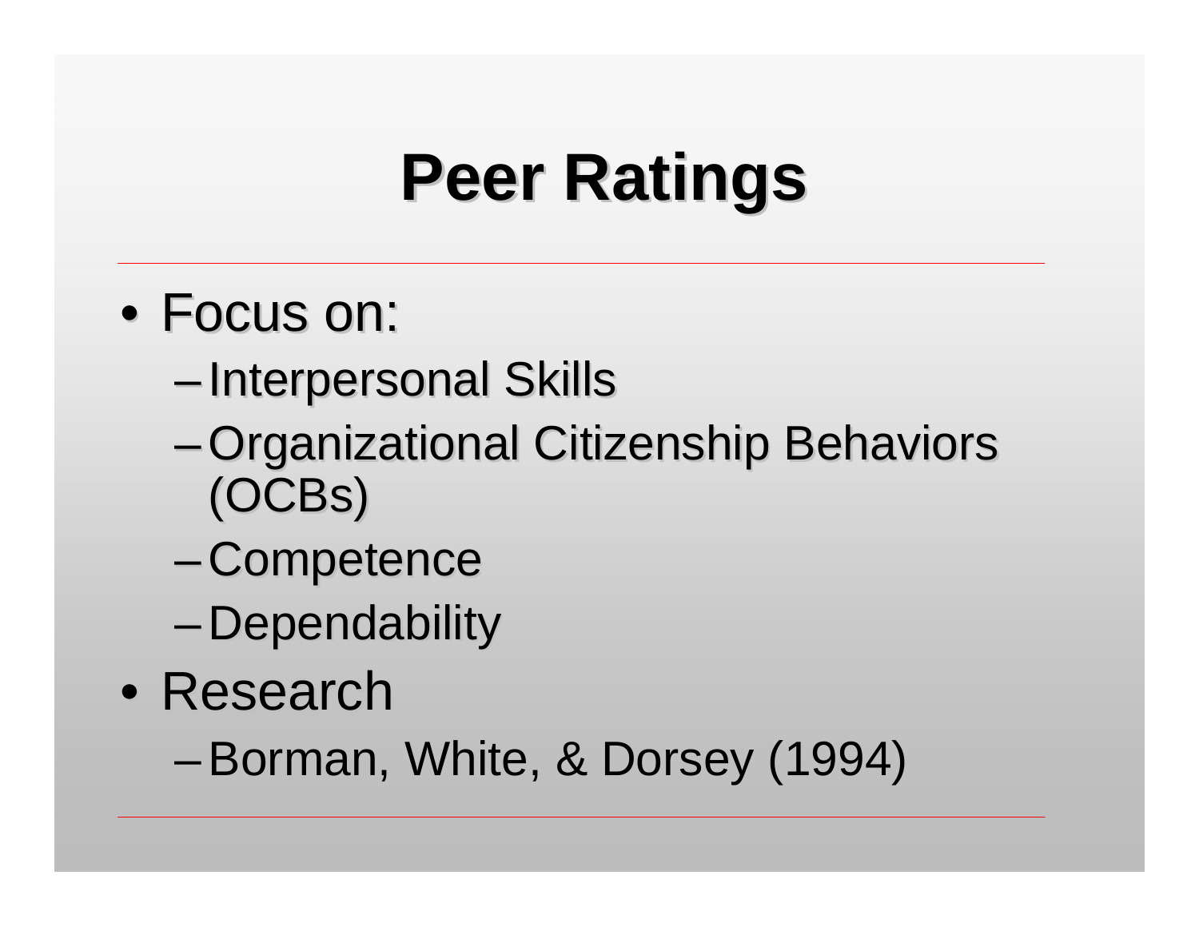# Peer Ratings

- Focus on:
  - Interpersonal Skills
  - Organizational Citizenship Behaviors (OCBs)
  - Competence
  - Dependability
- Research
  - Borman, White, & Dorsey (1994)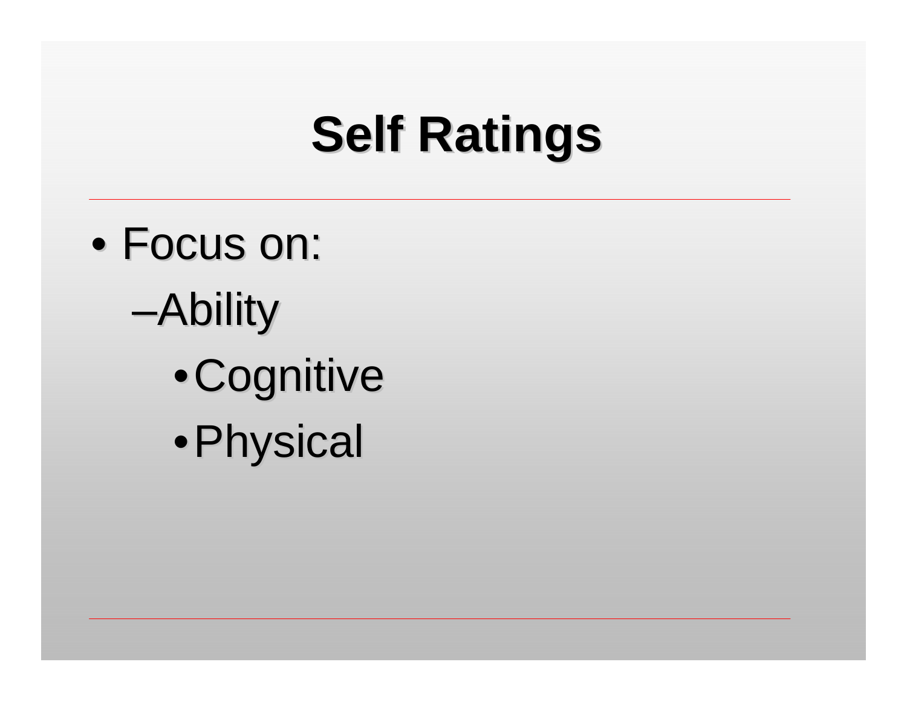# Self Ratings

- Focus on:
  - Ability
    - Cognitive
    - Physical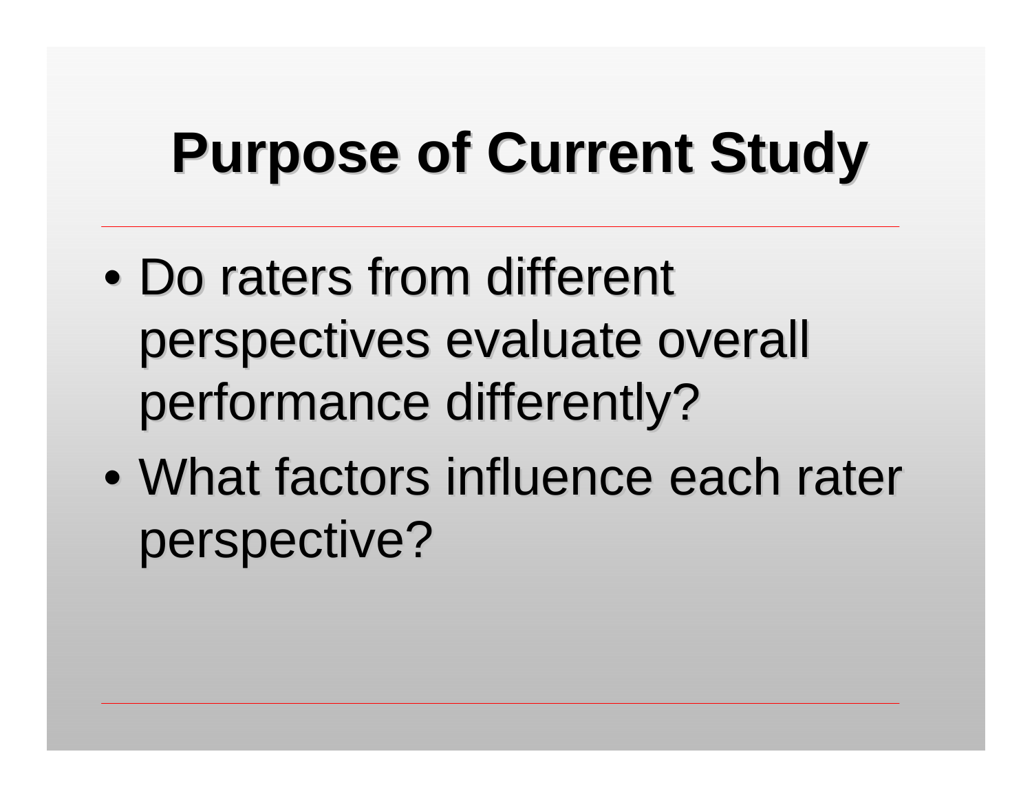# Purpose of Current Study

- Do raters from different perspectives evaluate overall performance differently?
- What factors influence each rater perspective?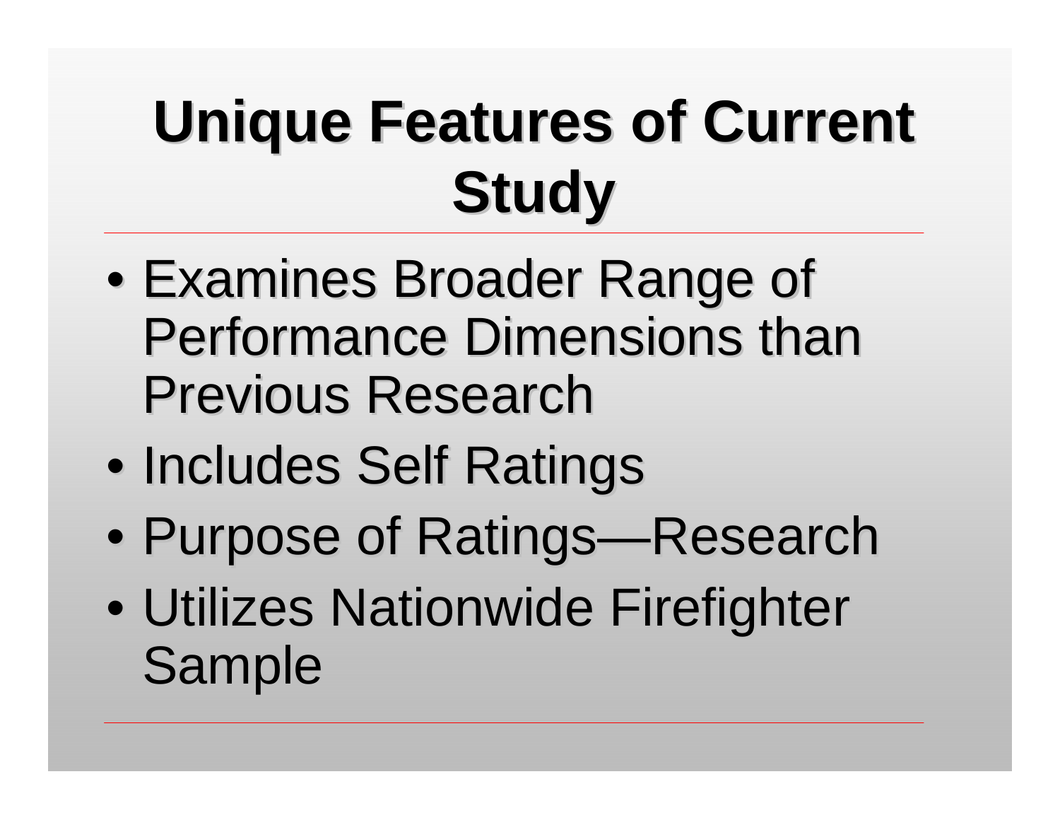# Unique Features of Current Study

- Examines Broader Range of Performance Dimensions than Previous Research
- Includes Self Ratings
- Purpose of Ratings—Research
- Utilizes Nationwide Firefighter Sample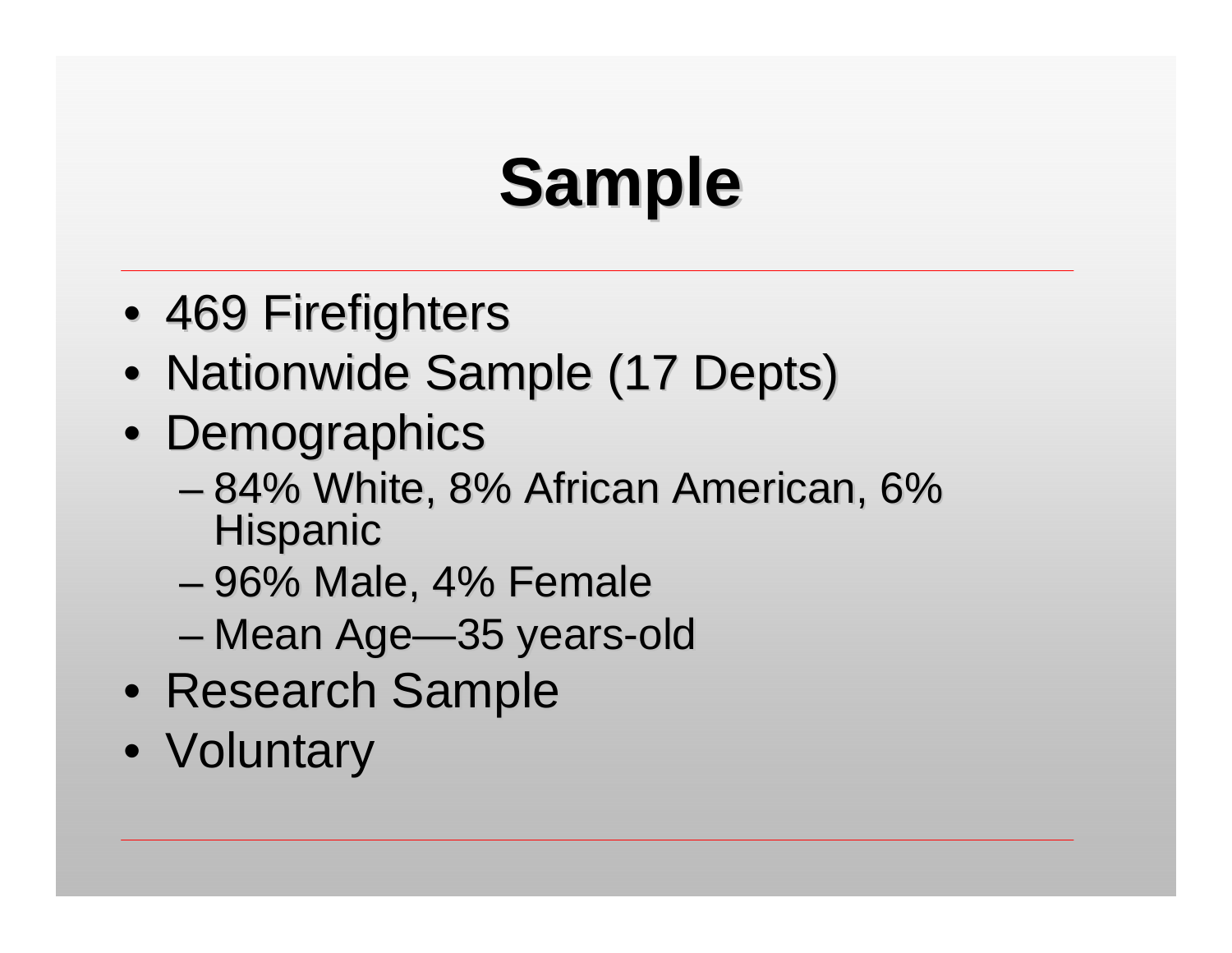# Sample

- 469 Firefighters
- Nationwide Sample (17 Depts)
- Demographics
  - 84% White, 8% African American, 6% Hispanic
  - 96% Male, 4% Female
  - Mean Age—35 years-old
- Research Sample
- Voluntary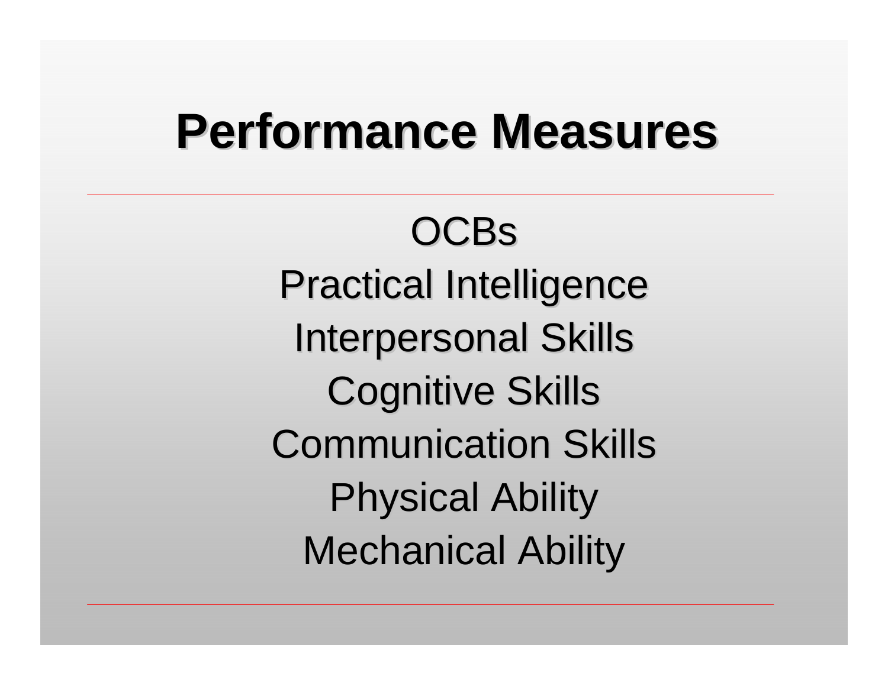# Performance Measures

OCBs

Practical Intelligence

Interpersonal Skills

Cognitive Skills

Communication Skills

Physical Ability

Mechanical Ability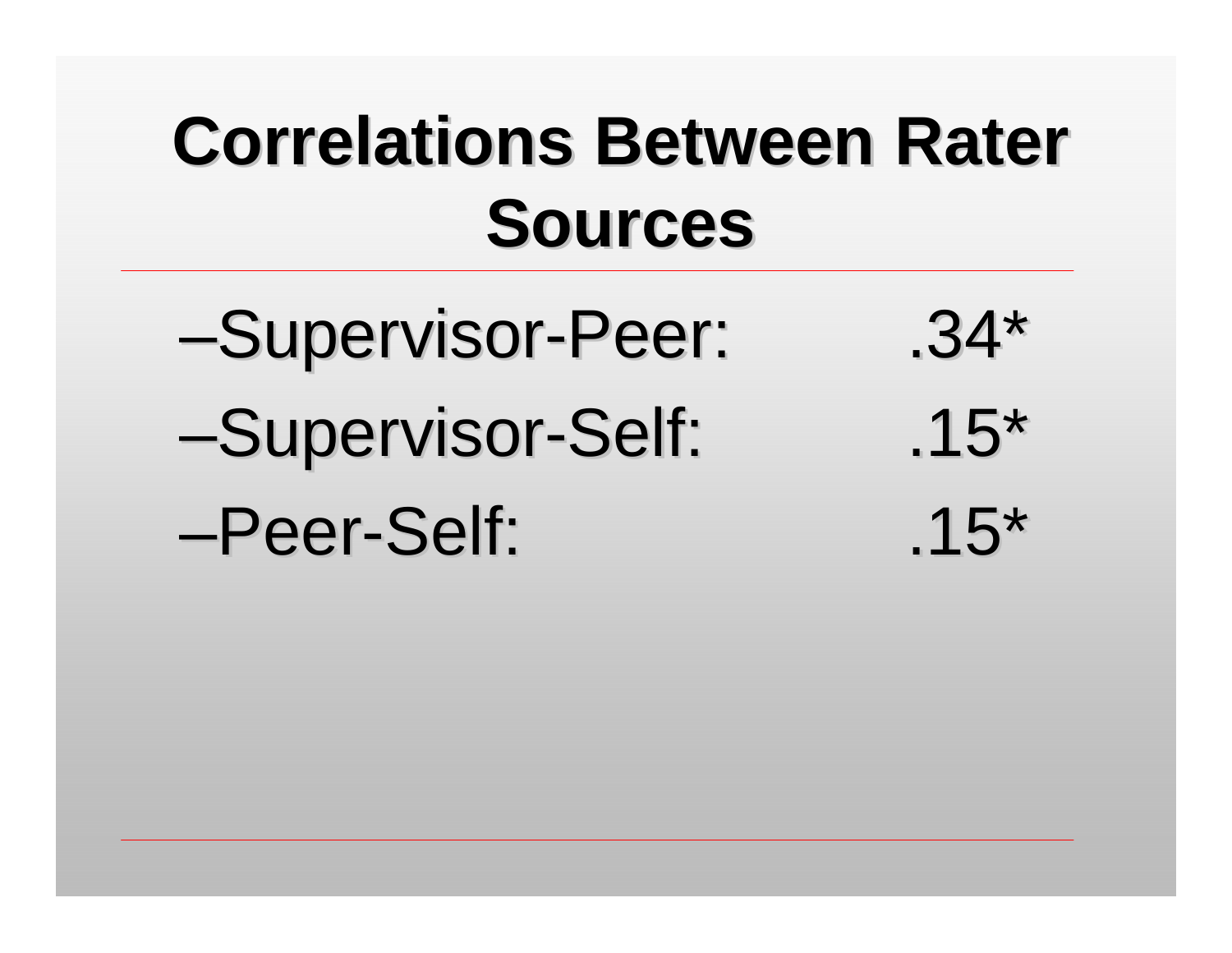# Correlations Between Rater Sources

- Supervisor-Peer: .34*
- Supervisor-Self: .15*
- Peer-Self: .15*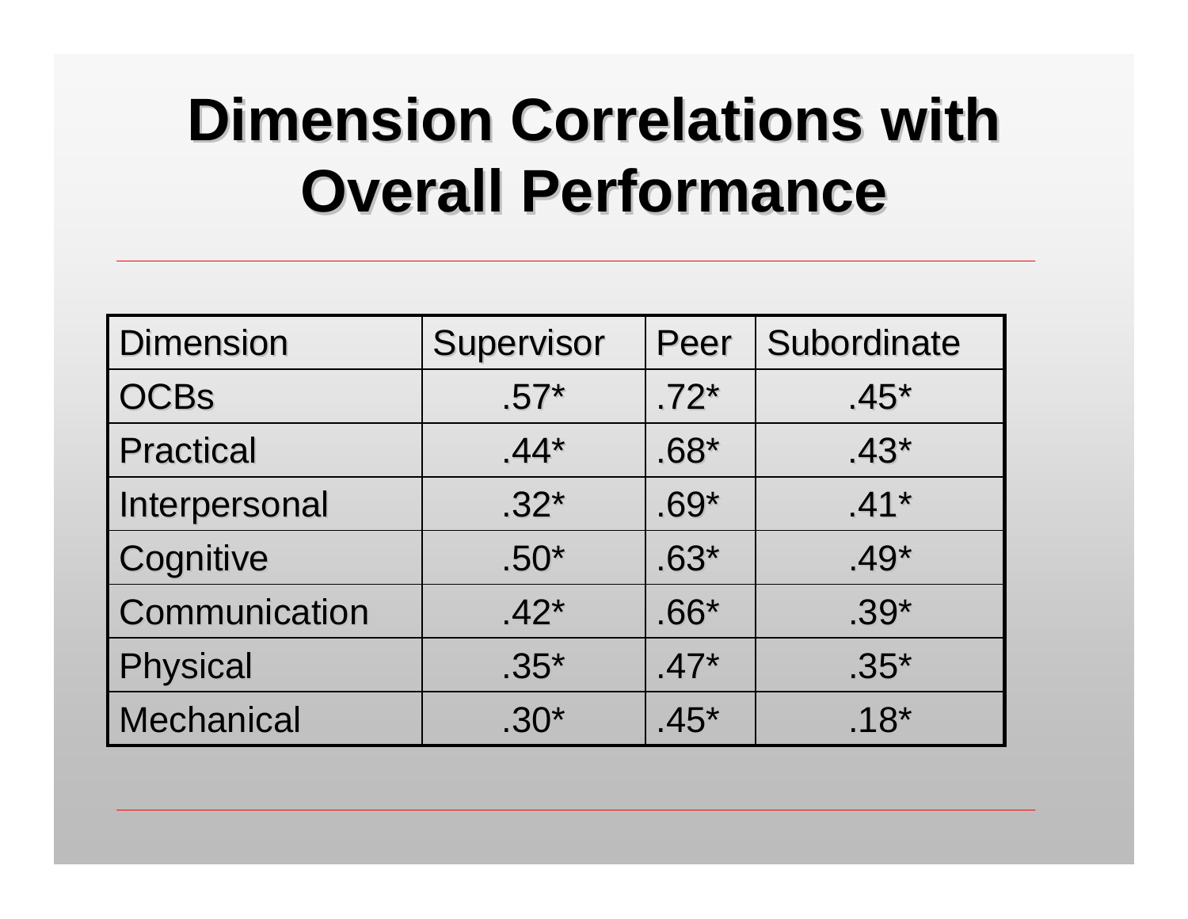# Dimension Correlations with Overall Performance

| Dimension | Supervisor | Peer | Subordinate |
|---|---|---|---|
| OCBs | .57* | .72* | .45* |
| Practical | .44* | .68* | .43* |
| Interpersonal | .32* | .69* | .41* |
| Cognitive | .50* | .63* | .49* |
| Communication | .42* | .66* | .39* |
| Physical | .35* | .47* | .35* |
| Mechanical | .30* | .45* | .18* |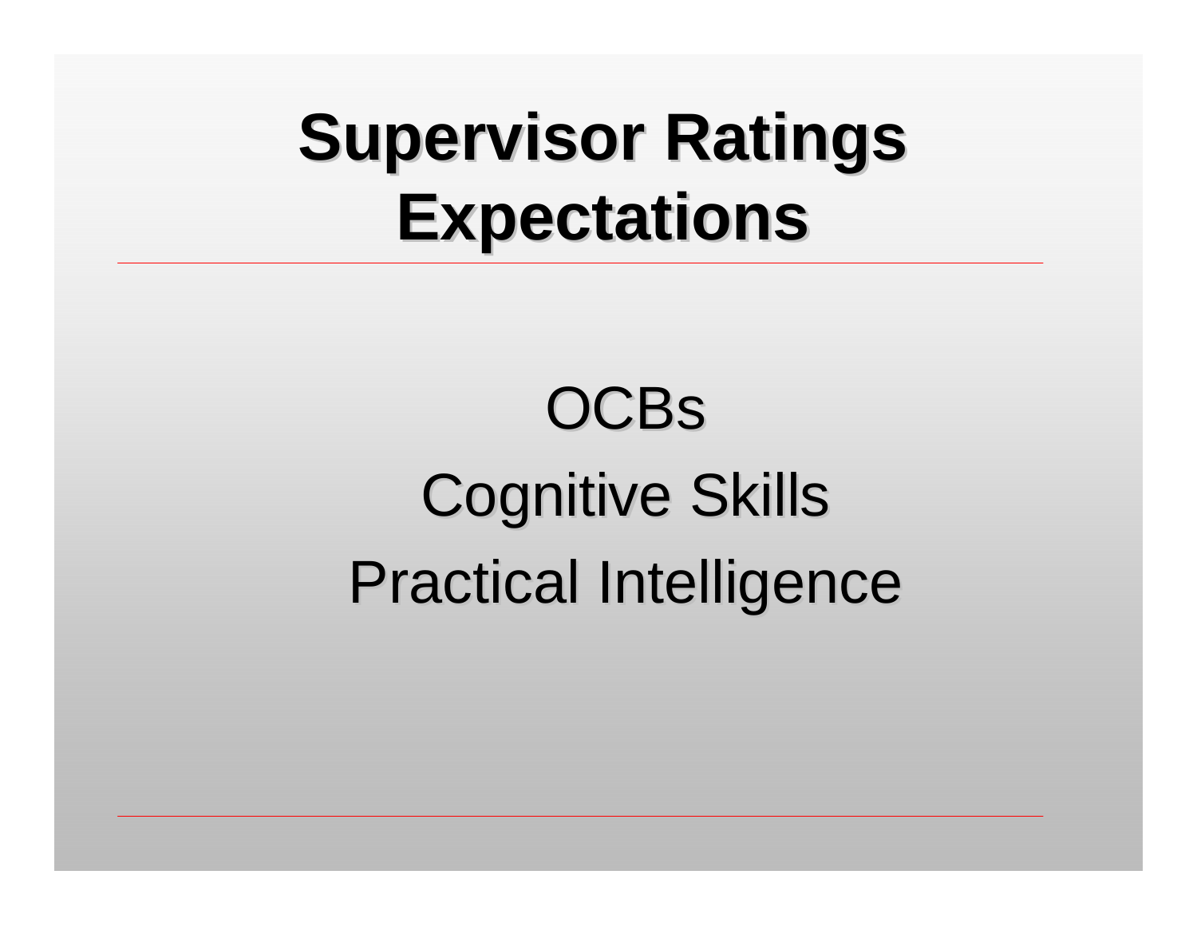# Supervisor Ratings Expectations

OCBs

Cognitive Skills

Practical Intelligence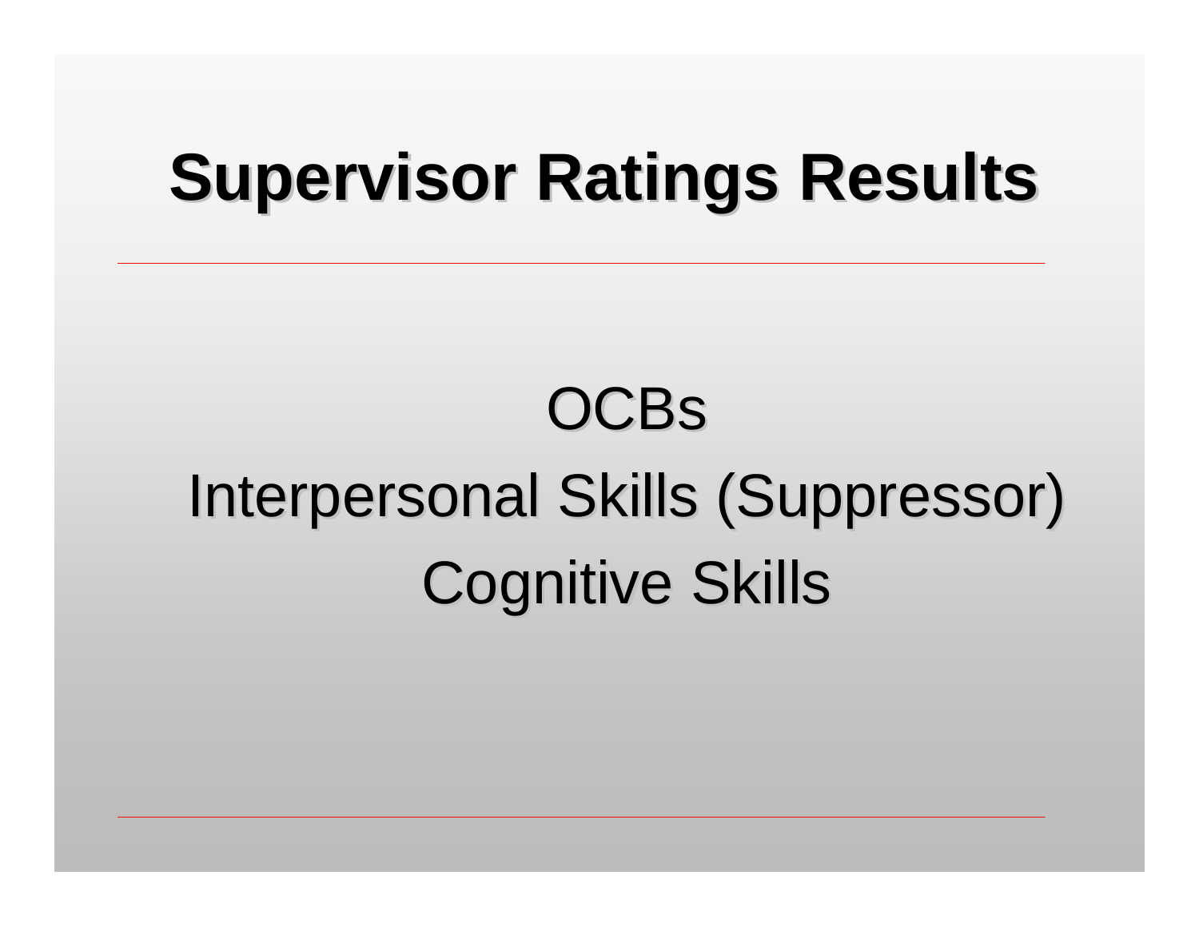# Supervisor Ratings Results

OCBs

Interpersonal Skills (Suppressor)

Cognitive Skills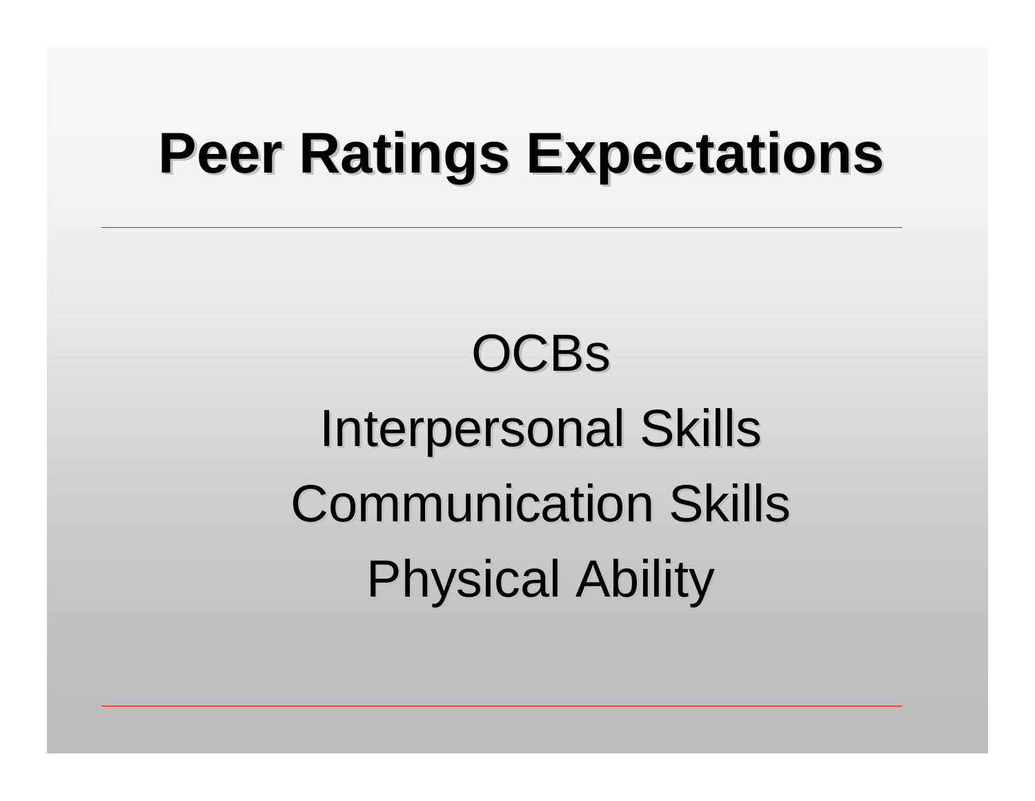# Peer Ratings Expectations

OCBs

Interpersonal Skills

Communication Skills

Physical Ability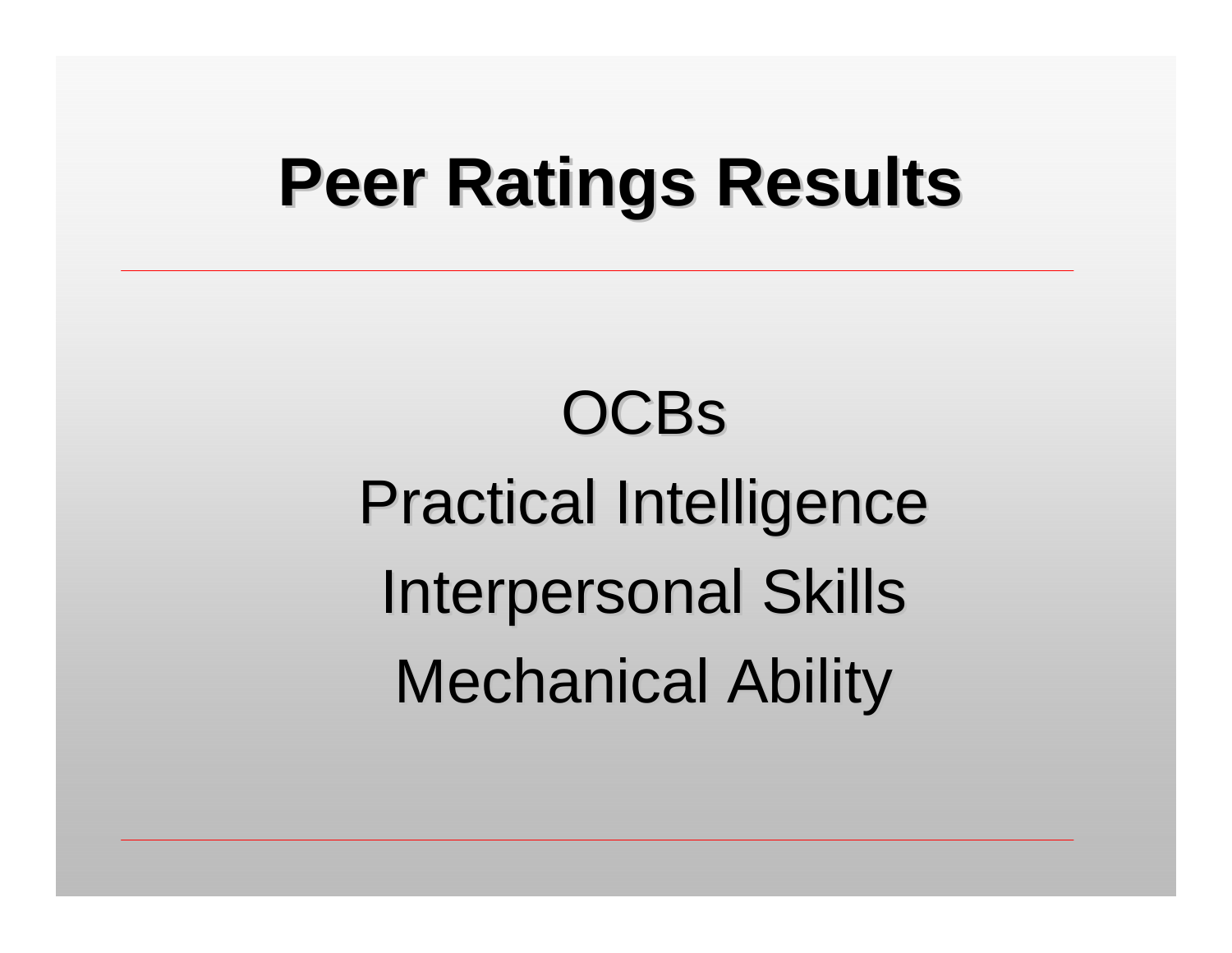# Peer Ratings Results

OCBs

Practical Intelligence

Interpersonal Skills

Mechanical Ability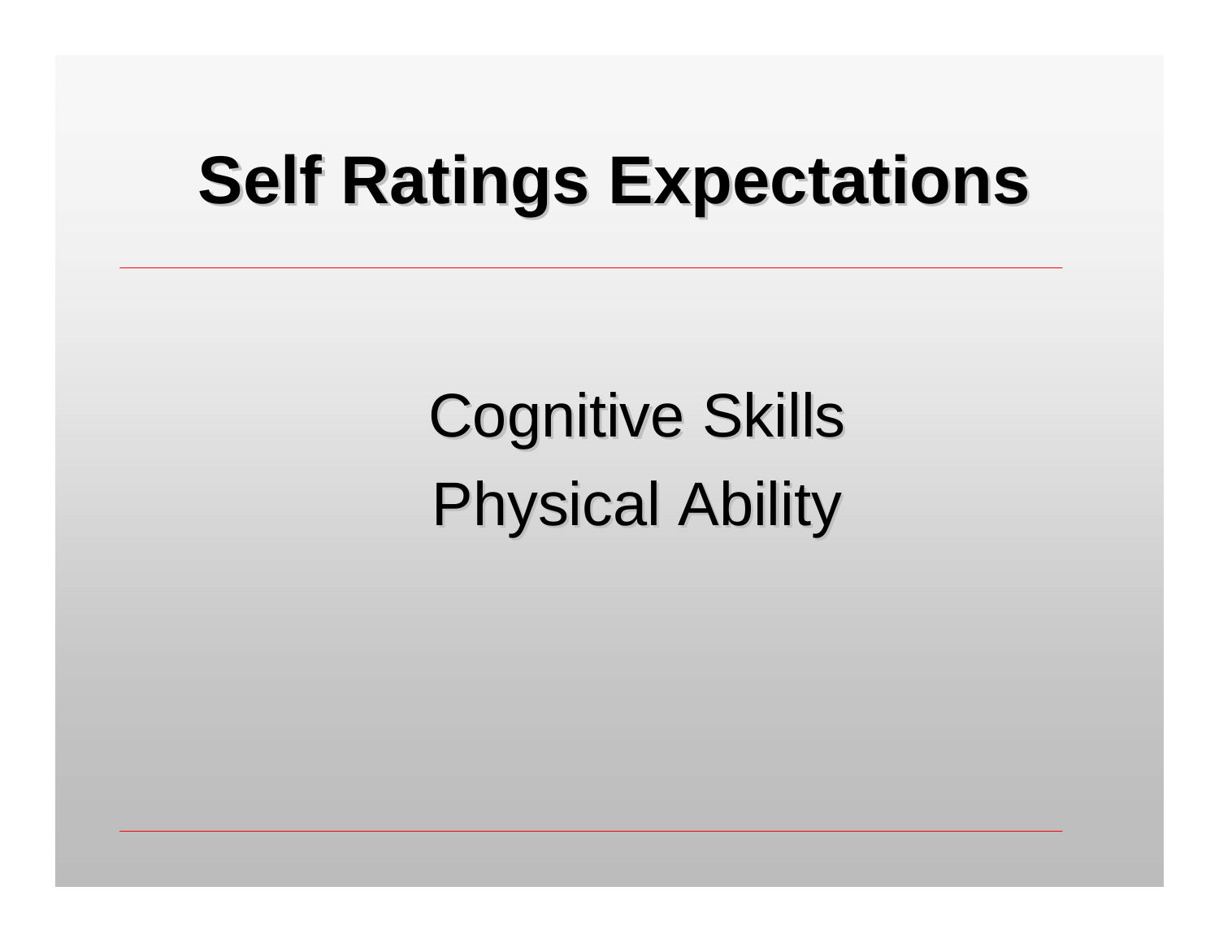# Self Ratings Expectations

Cognitive Skills

Physical Ability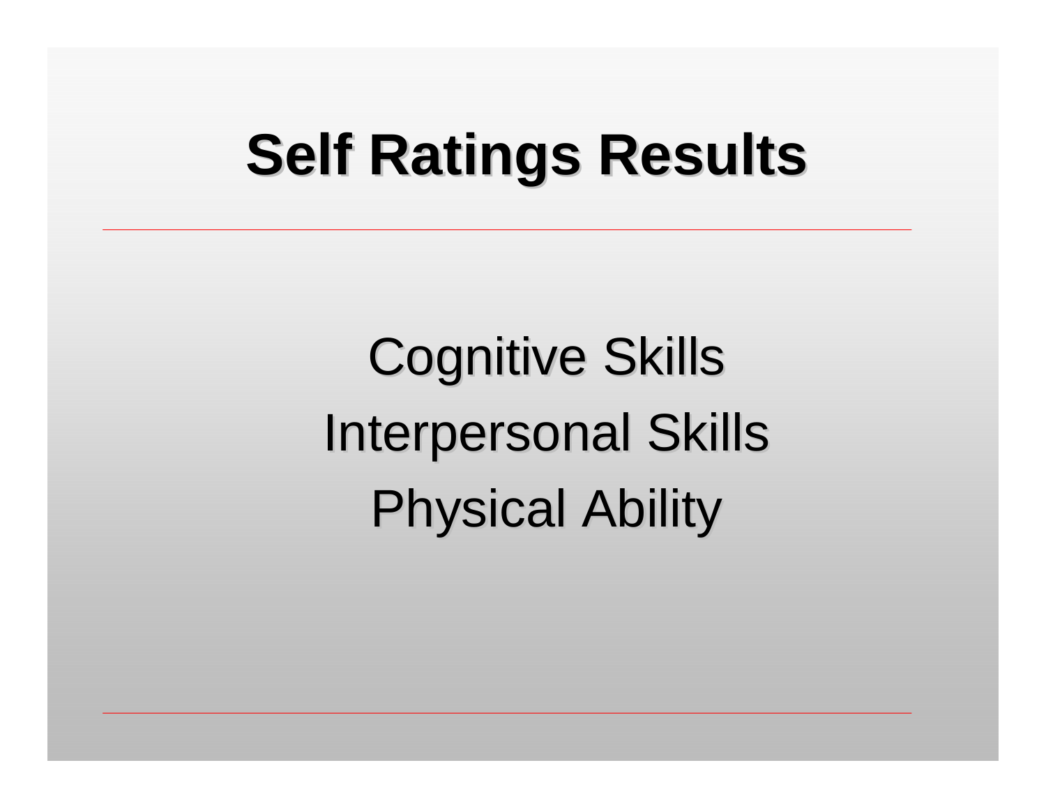# Self Ratings Results

Cognitive Skills

Interpersonal Skills

Physical Ability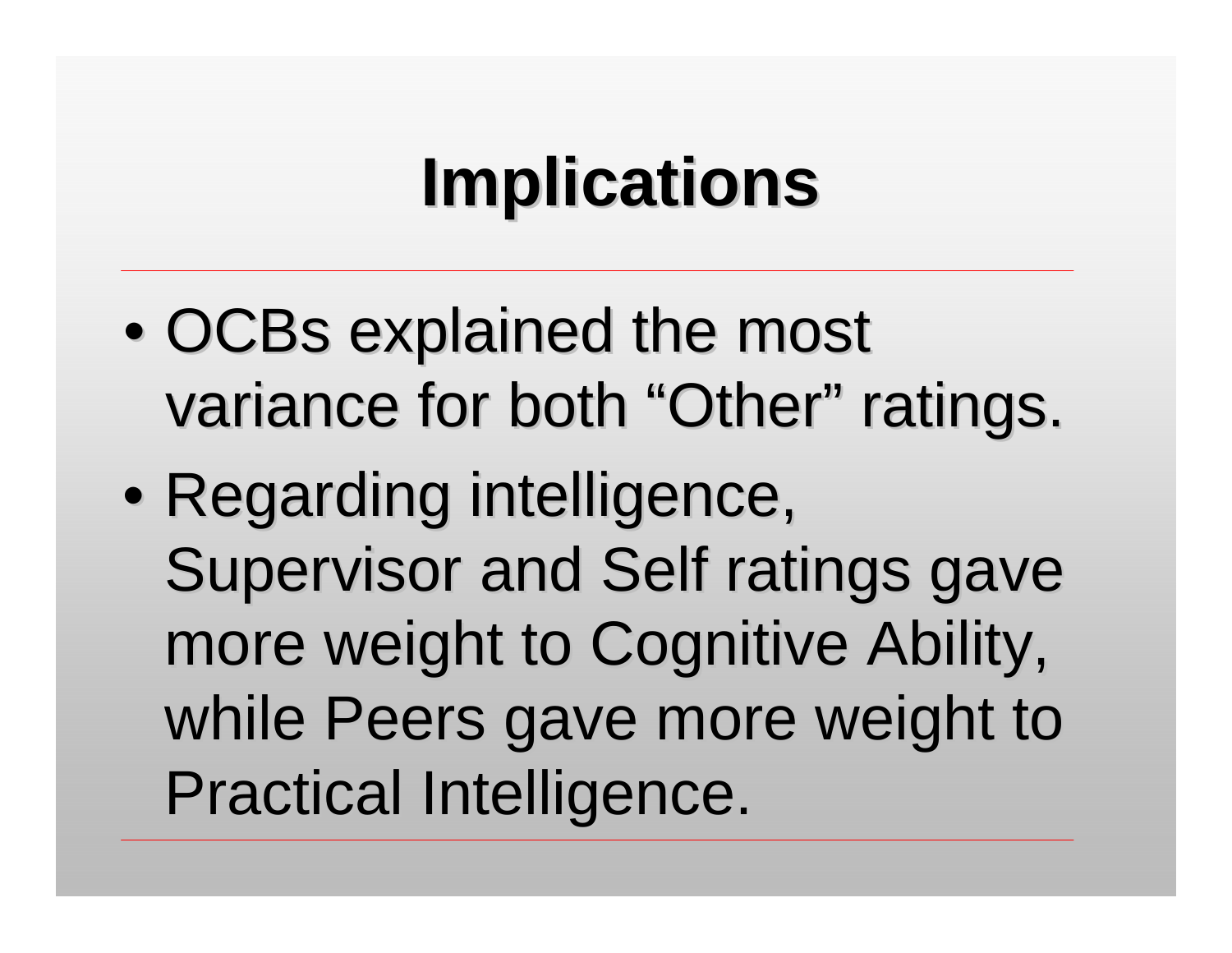# Implications

- OCBs explained the most variance for both “Other” ratings.
- Regarding intelligence, Supervisor and Self ratings gave more weight to Cognitive Ability, while Peers gave more weight to Practical Intelligence.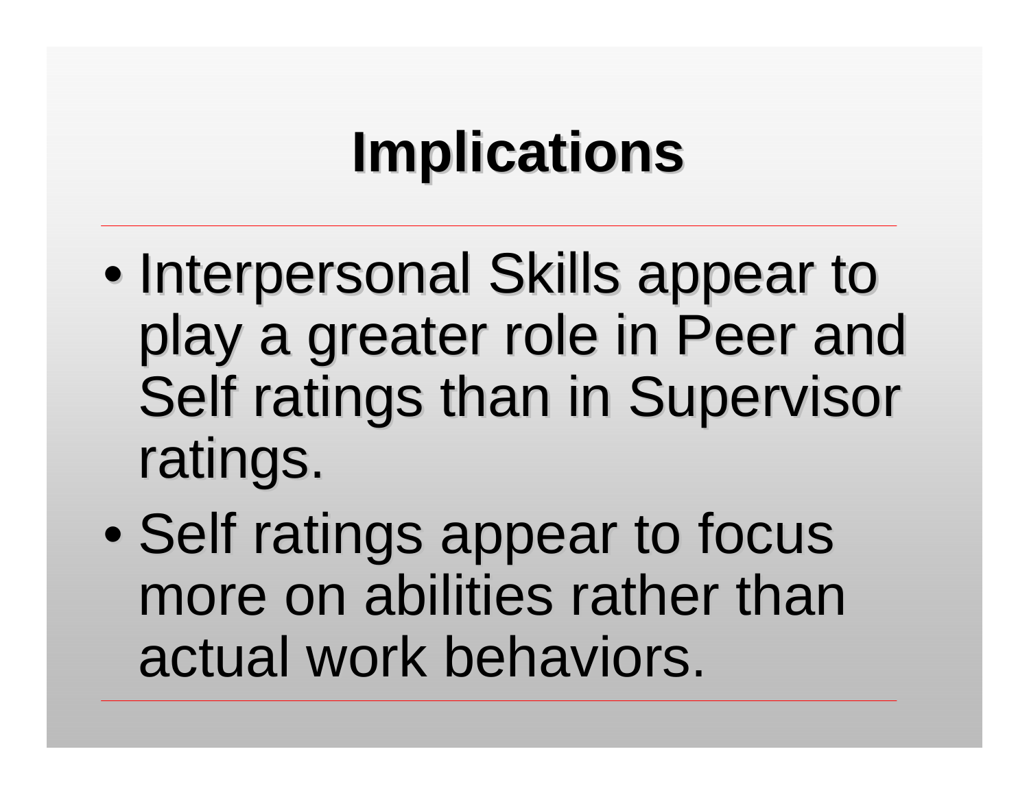# Implications

- Interpersonal Skills appear to play a greater role in Peer and Self ratings than in Supervisor ratings.
- Self ratings appear to focus more on abilities rather than actual work behaviors.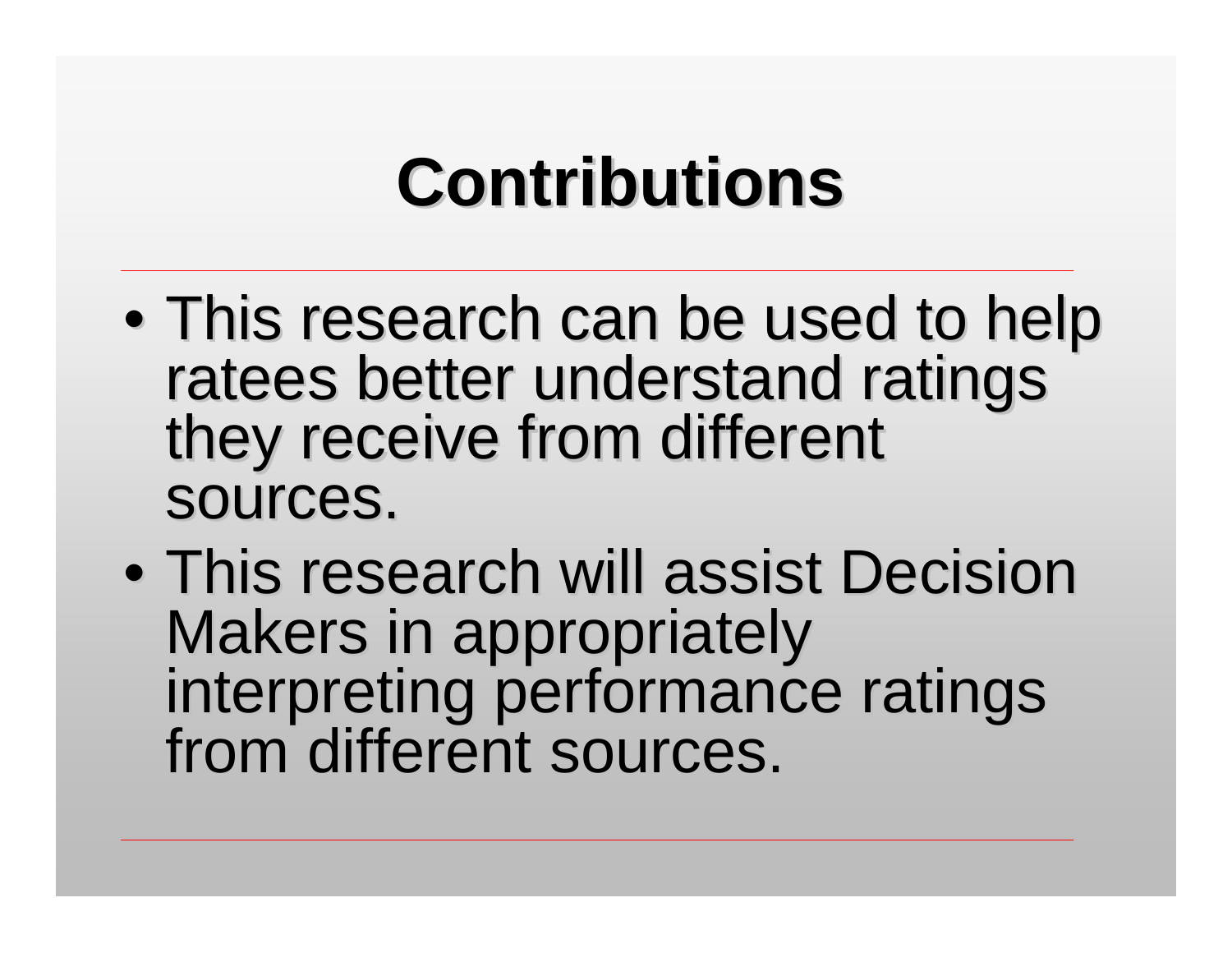# Contributions

- This research can be used to help ratees better understand ratings they receive from different sources.
- This research will assist Decision Makers in appropriately interpreting performance ratings from different sources.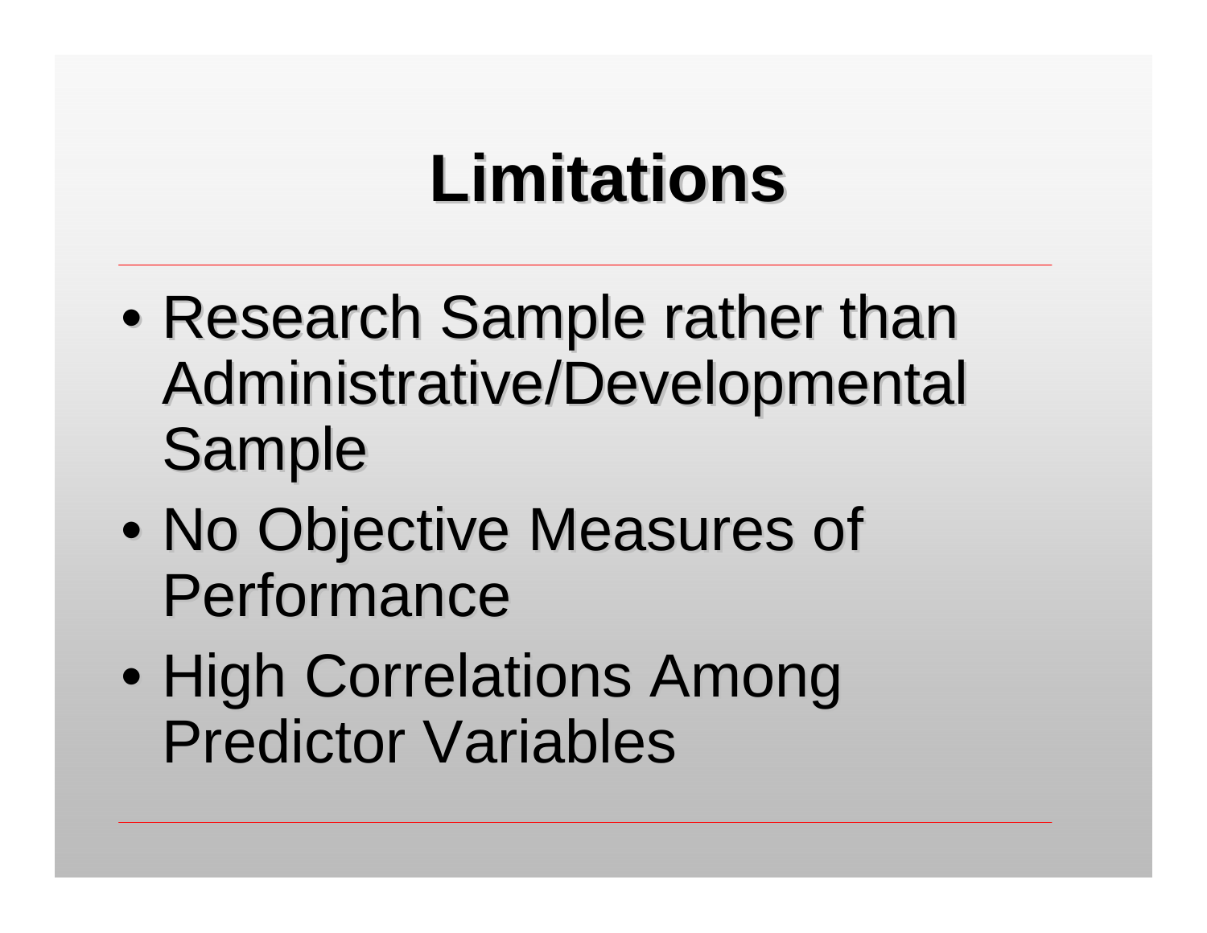# Limitations

- Research Sample rather than Administrative/Developmental Sample
- No Objective Measures of Performance
- High Correlations Among Predictor Variables